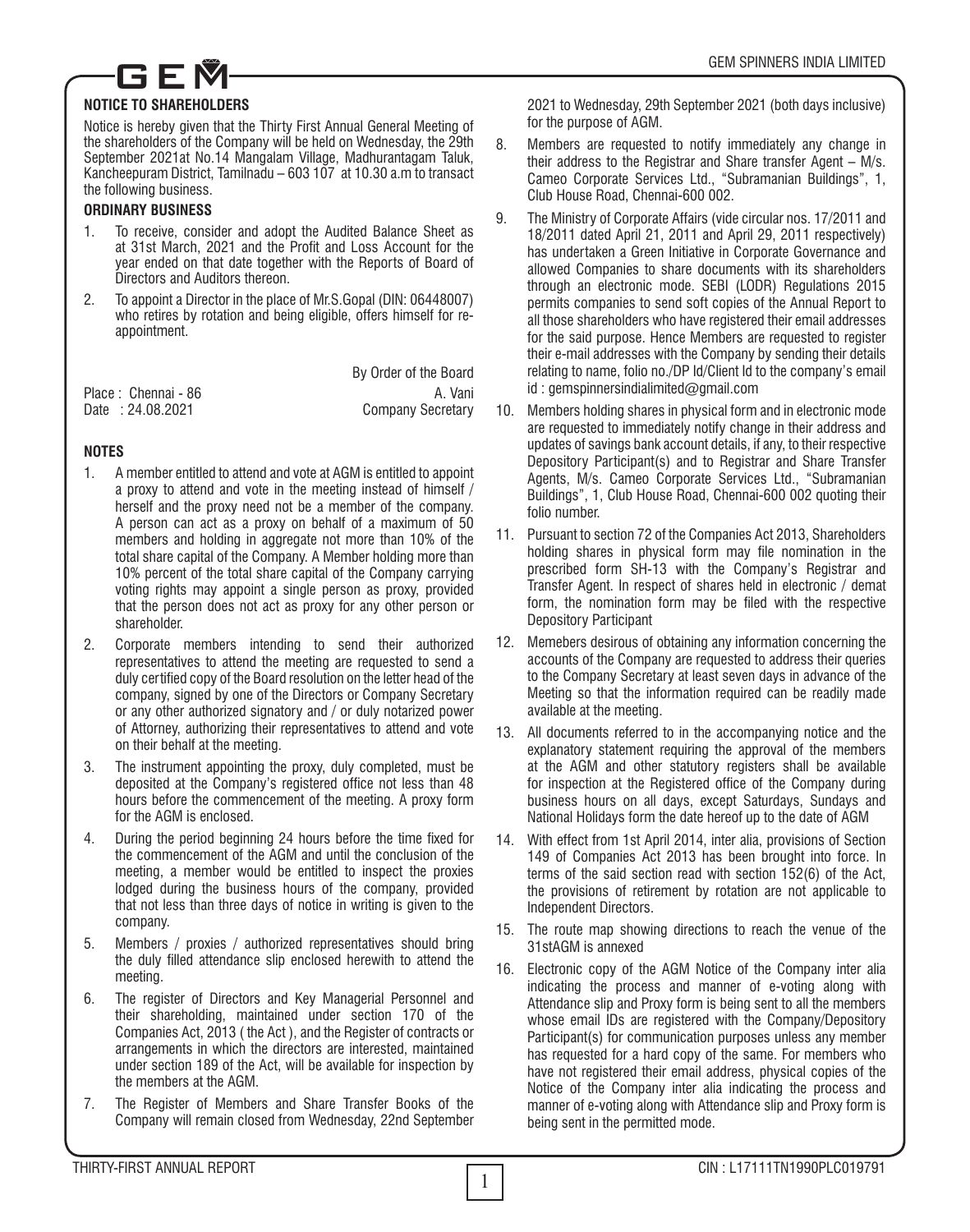## NOTICE TO SHAREHOLDERS

Notice is hereby given that the Thirty First Annual General Meeting of the shareholders of the Company will be held on Wednesday, the 29th September 2021at No.14 Mangalam Village, Madhurantagam Taluk, Kancheepuram District, Tamilnadu – 603 107 at 10.30 a.m to transact the following business.

### ORDINARY BUSINESS

1. To receive, consider and adopt the Audited Balance Sheet as at 31st March, 2021 and the Profit and Loss Account for the year ended on that date together with the Reports of Board of Directors and Auditors thereon.
2. To appoint a Director in the place of Mr.S.Gopal (DIN: 06448007) who retires by rotation and being eligible, offers himself for re-appointment.

By Order of the Board

Place : Chennai - 86 — A. Vani
Date : 24.08.2021 — Company Secretary

### NOTES

1. A member entitled to attend and vote at AGM is entitled to appoint a proxy to attend and vote in the meeting instead of himself / herself and the proxy need not be a member of the company. A person can act as a proxy on behalf of a maximum of 50 members and holding in aggregate not more than 10% of the total share capital of the Company. A Member holding more than 10% percent of the total share capital of the Company carrying voting rights may appoint a single person as proxy, provided that the person does not act as proxy for any other person or shareholder.
2. Corporate members intending to send their authorized representatives to attend the meeting are requested to send a duly certified copy of the Board resolution on the letter head of the company, signed by one of the Directors or Company Secretary or any other authorized signatory and / or duly notarized power of Attorney, authorizing their representatives to attend and vote on their behalf at the meeting.
3. The instrument appointing the proxy, duly completed, must be deposited at the Company's registered office not less than 48 hours before the commencement of the meeting. A proxy form for the AGM is enclosed.
4. During the period beginning 24 hours before the time fixed for the commencement of the AGM and until the conclusion of the meeting, a member would be entitled to inspect the proxies lodged during the business hours of the company, provided that not less than three days of notice in writing is given to the company.
5. Members / proxies / authorized representatives should bring the duly filled attendance slip enclosed herewith to attend the meeting.
6. The register of Directors and Key Managerial Personnel and their shareholding, maintained under section 170 of the Companies Act, 2013 ( the Act ), and the Register of contracts or arrangements in which the directors are interested, maintained under section 189 of the Act, will be available for inspection by the members at the AGM.
7. The Register of Members and Share Transfer Books of the Company will remain closed from Wednesday, 22nd September 2021 to Wednesday, 29th September 2021 (both days inclusive) for the purpose of AGM.
8. Members are requested to notify immediately any change in their address to the Registrar and Share transfer Agent – M/s. Cameo Corporate Services Ltd., "Subramanian Buildings", 1, Club House Road, Chennai-600 002.
9. The Ministry of Corporate Affairs (vide circular nos. 17/2011 and 18/2011 dated April 21, 2011 and April 29, 2011 respectively) has undertaken a Green Initiative in Corporate Governance and allowed Companies to share documents with its shareholders through an electronic mode. SEBI (LODR) Regulations 2015 permits companies to send soft copies of the Annual Report to all those shareholders who have registered their email addresses for the said purpose. Hence Members are requested to register their e-mail addresses with the Company by sending their details relating to name, folio no./DP Id/Client Id to the company's email id : gemspinnersindialimited@gmail.com
10. Members holding shares in physical form and in electronic mode are requested to immediately notify change in their address and updates of savings bank account details, if any, to their respective Depository Participant(s) and to Registrar and Share Transfer Agents, M/s. Cameo Corporate Services Ltd., "Subramanian Buildings", 1, Club House Road, Chennai-600 002 quoting their folio number.
11. Pursuant to section 72 of the Companies Act 2013, Shareholders holding shares in physical form may file nomination in the prescribed form SH-13 with the Company's Registrar and Transfer Agent. In respect of shares held in electronic / demat form, the nomination form may be filed with the respective Depository Participant
12. Memebers desirous of obtaining any information concerning the accounts of the Company are requested to address their queries to the Company Secretary at least seven days in advance of the Meeting so that the information required can be readily made available at the meeting.
13. All documents referred to in the accompanying notice and the explanatory statement requiring the approval of the members at the AGM and other statutory registers shall be available for inspection at the Registered office of the Company during business hours on all days, except Saturdays, Sundays and National Holidays form the date hereof up to the date of AGM
14. With effect from 1st April 2014, inter alia, provisions of Section 149 of Companies Act 2013 has been brought into force. In terms of the said section read with section 152(6) of the Act, the provisions of retirement by rotation are not applicable to Independent Directors.
15. The route map showing directions to reach the venue of the 31stAGM is annexed
16. Electronic copy of the AGM Notice of the Company inter alia indicating the process and manner of e-voting along with Attendance slip and Proxy form is being sent to all the members whose email IDs are registered with the Company/Depository Participant(s) for communication purposes unless any member has requested for a hard copy of the same. For members who have not registered their email address, physical copies of the Notice of the Company inter alia indicating the process and manner of e-voting along with Attendance slip and Proxy form is being sent in the permitted mode.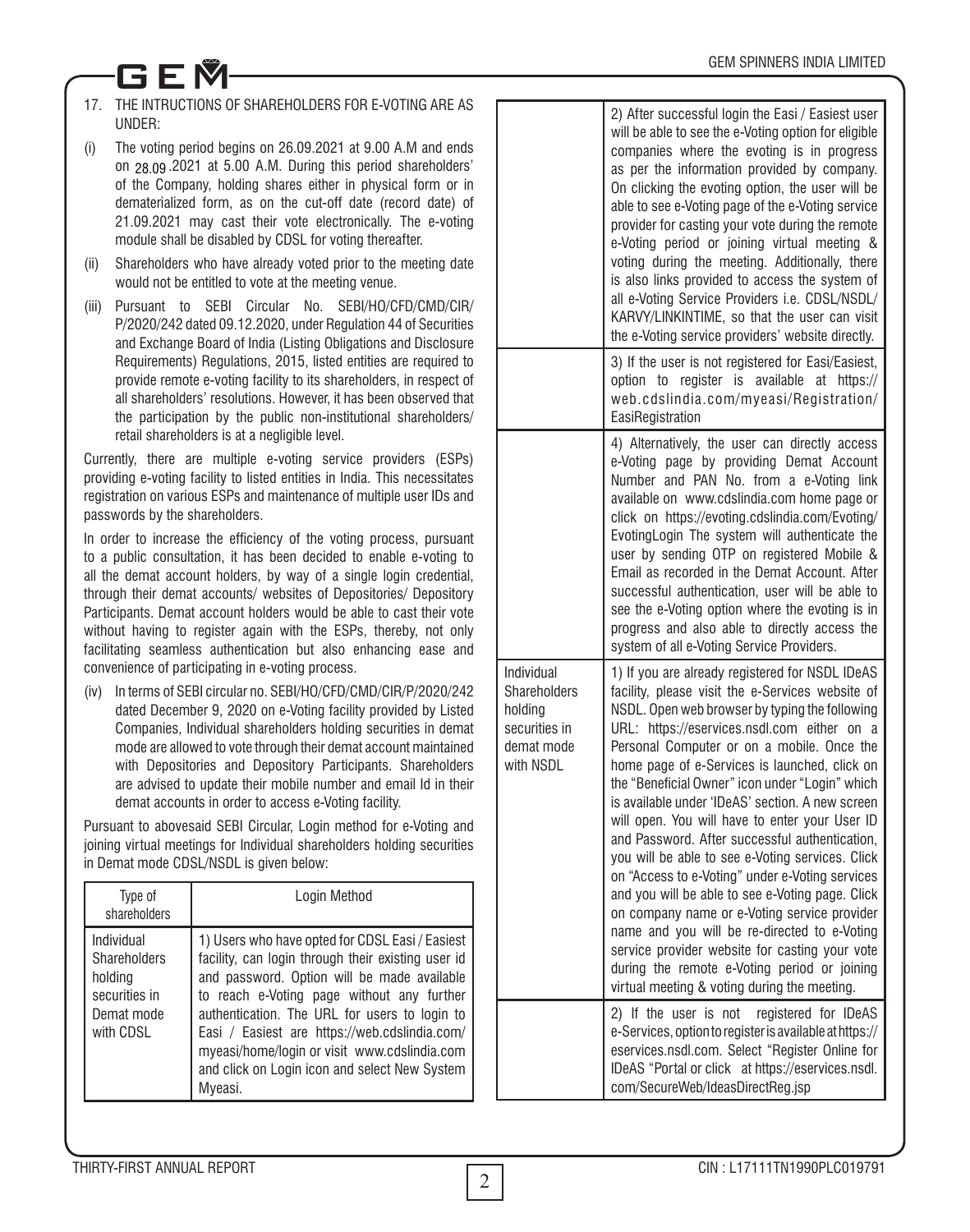17. THE INTRUCTIONS OF SHAREHOLDERS FOR E-VOTING ARE AS UNDER:

(i) The voting period begins on 26.09.2021 at 9.00 A.M and ends on 28.09.2021 at 5.00 A.M. During this period shareholders' of the Company, holding shares either in physical form or in dematerialized form, as on the cut-off date (record date) of 21.09.2021 may cast their vote electronically. The e-voting module shall be disabled by CDSL for voting thereafter.

(ii) Shareholders who have already voted prior to the meeting date would not be entitled to vote at the meeting venue.

(iii) Pursuant to SEBI Circular No. SEBI/HO/CFD/CMD/CIR/P/2020/242 dated 09.12.2020, under Regulation 44 of Securities and Exchange Board of India (Listing Obligations and Disclosure Requirements) Regulations, 2015, listed entities are required to provide remote e-voting facility to its shareholders, in respect of all shareholders' resolutions. However, it has been observed that the participation by the public non-institutional shareholders/retail shareholders is at a negligible level.

Currently, there are multiple e-voting service providers (ESPs) providing e-voting facility to listed entities in India. This necessitates registration on various ESPs and maintenance of multiple user IDs and passwords by the shareholders.

In order to increase the efficiency of the voting process, pursuant to a public consultation, it has been decided to enable e-voting to all the demat account holders, by way of a single login credential, through their demat accounts/ websites of Depositories/ Depository Participants. Demat account holders would be able to cast their vote without having to register again with the ESPs, thereby, not only facilitating seamless authentication but also enhancing ease and convenience of participating in e-voting process.

(iv) In terms of SEBI circular no. SEBI/HO/CFD/CMD/CIR/P/2020/242 dated December 9, 2020 on e-Voting facility provided by Listed Companies, Individual shareholders holding securities in demat mode are allowed to vote through their demat account maintained with Depositories and Depository Participants. Shareholders are advised to update their mobile number and email Id in their demat accounts in order to access e-Voting facility.

Pursuant to abovesaid SEBI Circular, Login method for e-Voting and joining virtual meetings for Individual shareholders holding securities in Demat mode CDSL/NSDL is given below:

| Type of shareholders | Login Method |
|---|---|
| Individual Shareholders holding securities in Demat mode with CDSL | 1) Users who have opted for CDSL Easi / Easiest facility, can login through their existing user id and password. Option will be made available to reach e-Voting page without any further authentication. The URL for users to login to Easi / Easiest are https://web.cdslindia.com/myeasi/home/login or visit www.cdslindia.com and click on Login icon and select New System Myeasi. |
| | 2) After successful login the Easi / Easiest user will be able to see the e-Voting option for eligible companies where the evoting is in progress as per the information provided by company. On clicking the evoting option, the user will be able to see e-Voting page of the e-Voting service provider for casting your vote during the remote e-Voting period or joining virtual meeting & voting during the meeting. Additionally, there is also links provided to access the system of all e-Voting Service Providers i.e. CDSL/NSDL/KARVY/LINKINTIME, so that the user can visit the e-Voting service providers' website directly. |
| | 3) If the user is not registered for Easi/Easiest, option to register is available at https://web.cdslindia.com/myeasi/Registration/EasiRegistration |
| | 4) Alternatively, the user can directly access e-Voting page by providing Demat Account Number and PAN No. from a e-Voting link available on www.cdslindia.com home page or click on https://evoting.cdslindia.com/Evoting/EvotingLogin The system will authenticate the user by sending OTP on registered Mobile & Email as recorded in the Demat Account. After successful authentication, user will be able to see the e-Voting option where the evoting is in progress and also able to directly access the system of all e-Voting Service Providers. |
| Individual Shareholders holding securities in demat mode with NSDL | 1) If you are already registered for NSDL IDeAS facility, please visit the e-Services website of NSDL. Open web browser by typing the following URL: https://eservices.nsdl.com either on a Personal Computer or on a mobile. Once the home page of e-Services is launched, click on the "Beneficial Owner" icon under "Login" which is available under 'IDeAS' section. A new screen will open. You will have to enter your User ID and Password. After successful authentication, you will be able to see e-Voting services. Click on "Access to e-Voting" under e-Voting services and you will be able to see e-Voting page. Click on company name or e-Voting service provider name and you will be re-directed to e-Voting service provider website for casting your vote during the remote e-Voting period or joining virtual meeting & voting during the meeting. |
| | 2) If the user is not registered for IDeAS e-Services, option to register is available at https://eservices.nsdl.com. Select "Register Online for IDeAS "Portal or click at https://eservices.nsdl.com/SecureWeb/IdeasDirectReg.jsp |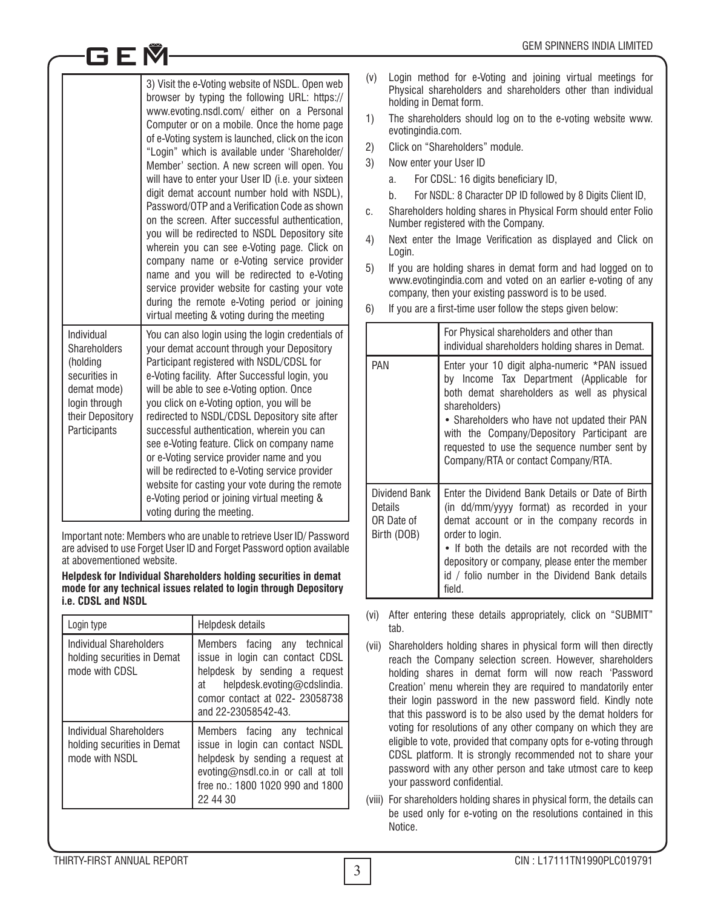| | |
|---|---|
| | 3) Visit the e-Voting website of NSDL. Open web browser by typing the following URL: https://www.evoting.nsdl.com/ either on a Personal Computer or on a mobile. Once the home page of e-Voting system is launched, click on the icon "Login" which is available under 'Shareholder/Member' section. A new screen will open. You will have to enter your User ID (i.e. your sixteen digit demat account number hold with NSDL), Password/OTP and a Verification Code as shown on the screen. After successful authentication, you will be redirected to NSDL Depository site wherein you can see e-Voting page. Click on company name or e-Voting service provider name and you will be redirected to e-Voting service provider website for casting your vote during the remote e-Voting period or joining virtual meeting & voting during the meeting |
| Individual Shareholders (holding securities in demat mode) login through their Depository Participants | You can also login using the login credentials of your demat account through your Depository Participant registered with NSDL/CDSL for e-Voting facility. After Successful login, you will be able to see e-Voting option. Once you click on e-Voting option, you will be redirected to NSDL/CDSL Depository site after successful authentication, wherein you can see e-Voting feature. Click on company name or e-Voting service provider name and you will be redirected to e-Voting service provider website for casting your vote during the remote e-Voting period or joining virtual meeting & voting during the meeting. |

Important note: Members who are unable to retrieve User ID/ Password are advised to use Forget User ID and Forget Password option available at abovementioned website.

**Helpdesk for Individual Shareholders holding securities in demat mode for any technical issues related to login through Depository i.e. CDSL and NSDL**

| Login type | Helpdesk details |
|---|---|
| Individual Shareholders holding securities in Demat mode with CDSL | Members facing any technical issue in login can contact CDSL helpdesk by sending a request at helpdesk.evoting@cdslindia.comor contact at 022- 23058738 and 22-23058542-43. |
| Individual Shareholders holding securities in Demat mode with NSDL | Members facing any technical issue in login can contact NSDL helpdesk by sending a request at evoting@nsdl.co.in or call at toll free no.: 1800 1020 990 and 1800 22 44 30 |

(v) Login method for e-Voting and joining virtual meetings for Physical shareholders and shareholders other than individual holding in Demat form.

1) The shareholders should log on to the e-voting website www.evotingindia.com.
2) Click on "Shareholders" module.
3) Now enter your User ID
   a. For CDSL: 16 digits beneficiary ID,
   b. For NSDL: 8 Character DP ID followed by 8 Digits Client ID,

c. Shareholders holding shares in Physical Form should enter Folio Number registered with the Company.

4) Next enter the Image Verification as displayed and Click on Login.
5) If you are holding shares in demat form and had logged on to www.evotingindia.com and voted on an earlier e-voting of any company, then your existing password is to be used.
6) If you are a first-time user follow the steps given below:

| | For Physical shareholders and other than individual shareholders holding shares in Demat. |
|---|---|
| PAN | Enter your 10 digit alpha-numeric *PAN issued by Income Tax Department (Applicable for both demat shareholders as well as physical shareholders)<br>• Shareholders who have not updated their PAN with the Company/Depository Participant are requested to use the sequence number sent by Company/RTA or contact Company/RTA. |
| Dividend Bank Details OR Date of Birth (DOB) | Enter the Dividend Bank Details or Date of Birth (in dd/mm/yyyy format) as recorded in your demat account or in the company records in order to login.<br>• If both the details are not recorded with the depository or company, please enter the member id / folio number in the Dividend Bank details field. |

(vi) After entering these details appropriately, click on "SUBMIT" tab.

(vii) Shareholders holding shares in physical form will then directly reach the Company selection screen. However, shareholders holding shares in demat form will now reach 'Password Creation' menu wherein they are required to mandatorily enter their login password in the new password field. Kindly note that this password is to be also used by the demat holders for voting for resolutions of any other company on which they are eligible to vote, provided that company opts for e-voting through CDSL platform. It is strongly recommended not to share your password with any other person and take utmost care to keep your password confidential.

(viii) For shareholders holding shares in physical form, the details can be used only for e-voting on the resolutions contained in this Notice.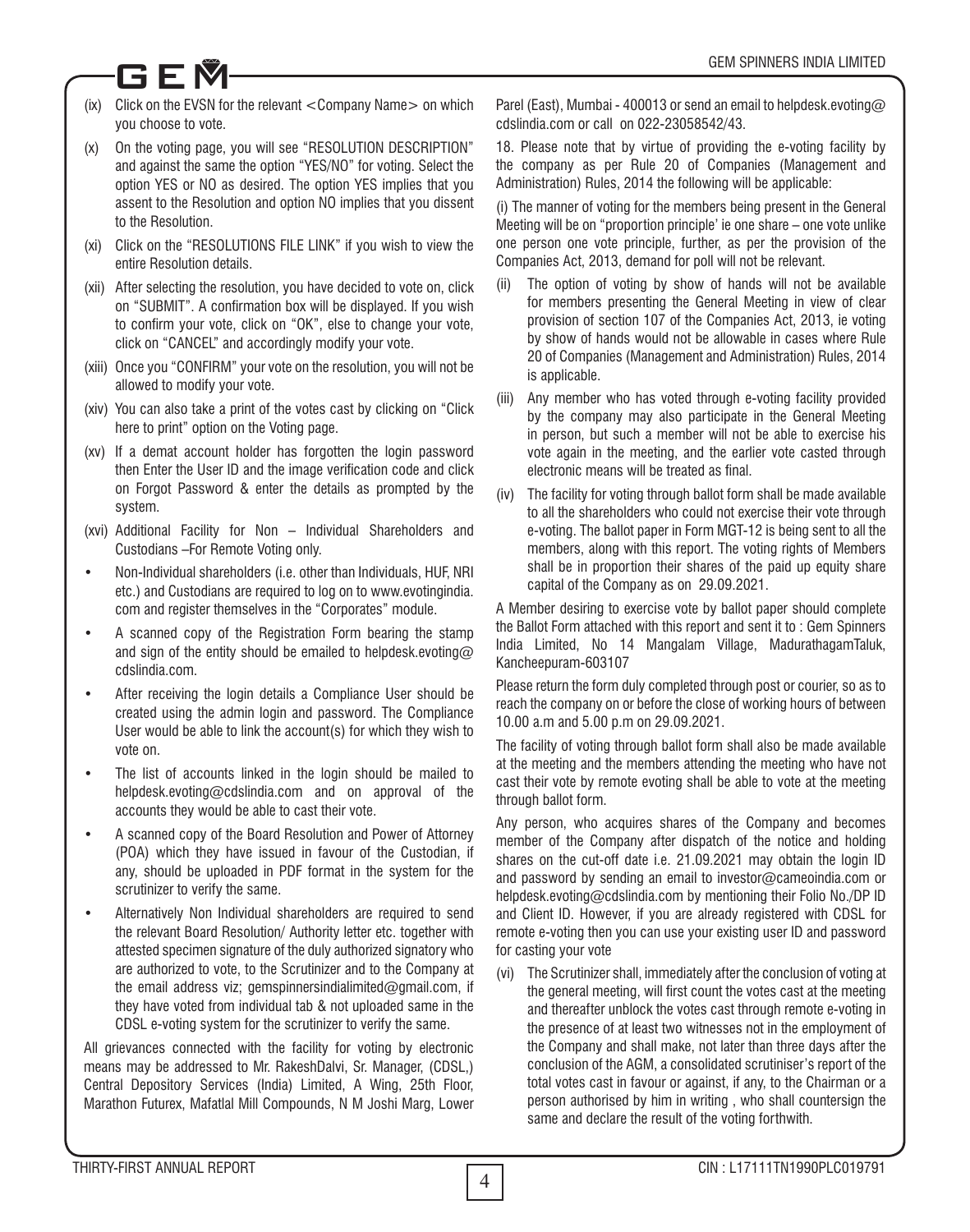(ix) Click on the EVSN for the relevant <Company Name> on which you choose to vote.

(x) On the voting page, you will see "RESOLUTION DESCRIPTION" and against the same the option "YES/NO" for voting. Select the option YES or NO as desired. The option YES implies that you assent to the Resolution and option NO implies that you dissent to the Resolution.

(xi) Click on the "RESOLUTIONS FILE LINK" if you wish to view the entire Resolution details.

(xii) After selecting the resolution, you have decided to vote on, click on "SUBMIT". A confirmation box will be displayed. If you wish to confirm your vote, click on "OK", else to change your vote, click on "CANCEL" and accordingly modify your vote.

(xiii) Once you "CONFIRM" your vote on the resolution, you will not be allowed to modify your vote.

(xiv) You can also take a print of the votes cast by clicking on "Click here to print" option on the Voting page.

(xv) If a demat account holder has forgotten the login password then Enter the User ID and the image verification code and click on Forgot Password & enter the details as prompted by the system.

(xvi) Additional Facility for Non – Individual Shareholders and Custodians –For Remote Voting only.

- Non-Individual shareholders (i.e. other than Individuals, HUF, NRI etc.) and Custodians are required to log on to www.evotingindia.com and register themselves in the "Corporates" module.
- A scanned copy of the Registration Form bearing the stamp and sign of the entity should be emailed to helpdesk.evoting@cdslindia.com.
- After receiving the login details a Compliance User should be created using the admin login and password. The Compliance User would be able to link the account(s) for which they wish to vote on.
- The list of accounts linked in the login should be mailed to helpdesk.evoting@cdslindia.com and on approval of the accounts they would be able to cast their vote.
- A scanned copy of the Board Resolution and Power of Attorney (POA) which they have issued in favour of the Custodian, if any, should be uploaded in PDF format in the system for the scrutinizer to verify the same.
- Alternatively Non Individual shareholders are required to send the relevant Board Resolution/ Authority letter etc. together with attested specimen signature of the duly authorized signatory who are authorized to vote, to the Scrutinizer and to the Company at the email address viz; gemspinnersindialimited@gmail.com, if they have voted from individual tab & not uploaded same in the CDSL e-voting system for the scrutinizer to verify the same.

All grievances connected with the facility for voting by electronic means may be addressed to Mr. RakeshDalvi, Sr. Manager, (CDSL,) Central Depository Services (India) Limited, A Wing, 25th Floor, Marathon Futurex, Mafatlal Mill Compounds, N M Joshi Marg, Lower Parel (East), Mumbai - 400013 or send an email to helpdesk.evoting@cdslindia.com or call on 022-23058542/43.

18. Please note that by virtue of providing the e-voting facility by the company as per Rule 20 of Companies (Management and Administration) Rules, 2014 the following will be applicable:

(i) The manner of voting for the members being present in the General Meeting will be on "proportion principle' ie one share – one vote unlike one person one vote principle, further, as per the provision of the Companies Act, 2013, demand for poll will not be relevant.

(ii) The option of voting by show of hands will not be available for members presenting the General Meeting in view of clear provision of section 107 of the Companies Act, 2013, ie voting by show of hands would not be allowable in cases where Rule 20 of Companies (Management and Administration) Rules, 2014 is applicable.

(iii) Any member who has voted through e-voting facility provided by the company may also participate in the General Meeting in person, but such a member will not be able to exercise his vote again in the meeting, and the earlier vote casted through electronic means will be treated as final.

(iv) The facility for voting through ballot form shall be made available to all the shareholders who could not exercise their vote through e-voting. The ballot paper in Form MGT-12 is being sent to all the members, along with this report. The voting rights of Members shall be in proportion their shares of the paid up equity share capital of the Company as on 29.09.2021.

A Member desiring to exercise vote by ballot paper should complete the Ballot Form attached with this report and sent it to : Gem Spinners India Limited, No 14 Mangalam Village, MadurathagamTaluk, Kancheepuram-603107

Please return the form duly completed through post or courier, so as to reach the company on or before the close of working hours of between 10.00 a.m and 5.00 p.m on 29.09.2021.

The facility of voting through ballot form shall also be made available at the meeting and the members attending the meeting who have not cast their vote by remote evoting shall be able to vote at the meeting through ballot form.

Any person, who acquires shares of the Company and becomes member of the Company after dispatch of the notice and holding shares on the cut-off date i.e. 21.09.2021 may obtain the login ID and password by sending an email to investor@cameoindia.com or helpdesk.evoting@cdslindia.com by mentioning their Folio No./DP ID and Client ID. However, if you are already registered with CDSL for remote e-voting then you can use your existing user ID and password for casting your vote

(vi) The Scrutinizer shall, immediately after the conclusion of voting at the general meeting, will first count the votes cast at the meeting and thereafter unblock the votes cast through remote e-voting in the presence of at least two witnesses not in the employment of the Company and shall make, not later than three days after the conclusion of the AGM, a consolidated scrutiniser's report of the total votes cast in favour or against, if any, to the Chairman or a person authorised by him in writing , who shall countersign the same and declare the result of the voting forthwith.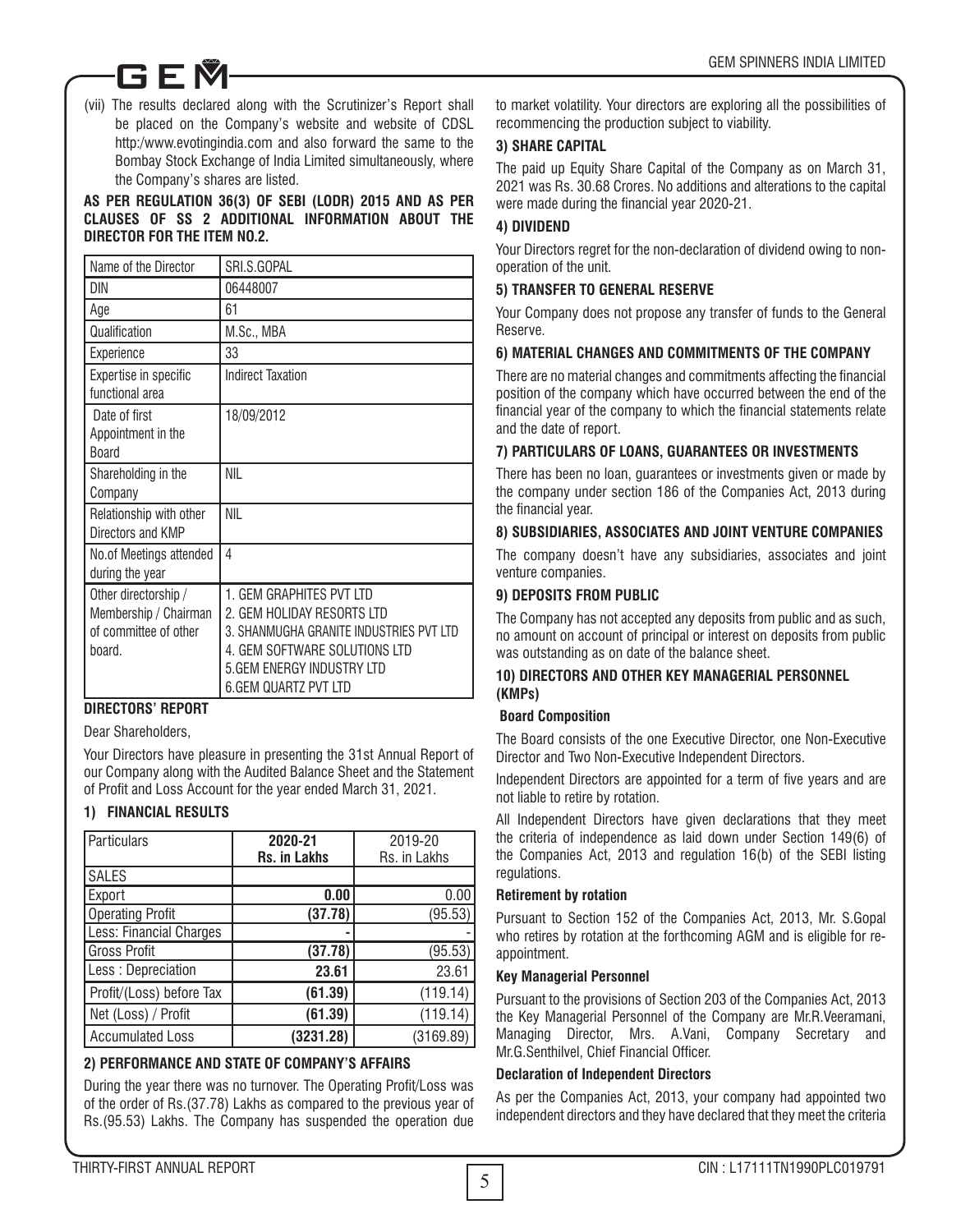(vii) The results declared along with the Scrutinizer's Report shall be placed on the Company's website and website of CDSL http:/www.evotingindia.com and also forward the same to the Bombay Stock Exchange of India Limited simultaneously, where the Company's shares are listed.

**AS PER REGULATION 36(3) OF SEBI (LODR) 2015 AND AS PER CLAUSES OF SS 2 ADDITIONAL INFORMATION ABOUT THE DIRECTOR FOR THE ITEM NO.2.**

| | |
|---|---|
| Name of the Director | SRI.S.GOPAL |
| DIN | 06448007 |
| Age | 61 |
| Qualification | M.Sc., MBA |
| Experience | 33 |
| Expertise in specific functional area | Indirect Taxation |
| Date of first Appointment in the Board | 18/09/2012 |
| Shareholding in the Company | NIL |
| Relationship with other Directors and KMP | NIL |
| No.of Meetings attended during the year | 4 |
| Other directorship / Membership / Chairman of committee of other board. | 1. GEM GRAPHITES PVT LTD<br>2. GEM HOLIDAY RESORTS LTD<br>3. SHANMUGHA GRANITE INDUSTRIES PVT LTD<br>4. GEM SOFTWARE SOLUTIONS LTD<br>5.GEM ENERGY INDUSTRY LTD<br>6.GEM QUARTZ PVT LTD |

**DIRECTORS' REPORT**

Dear Shareholders,

Your Directors have pleasure in presenting the 31st Annual Report of our Company along with the Audited Balance Sheet and the Statement of Profit and Loss Account for the year ended March 31, 2021.

**1) FINANCIAL RESULTS**

| Particulars | 2020-21 Rs. in Lakhs | 2019-20 Rs. in Lakhs |
|---|---|---|
| SALES | | |
| Export | **0.00** | 0.00 |
| Operating Profit | **(37.78)** | (95.53) |
| Less: Financial Charges | - | - |
| Gross Profit | **(37.78)** | (95.53) |
| Less : Depreciation | **23.61** | 23.61 |
| Profit/(Loss) before Tax | **(61.39)** | (119.14) |
| Net (Loss) / Profit | **(61.39)** | (119.14) |
| Accumulated Loss | **(3231.28)** | (3169.89) |

**2) PERFORMANCE AND STATE OF COMPANY'S AFFAIRS**

During the year there was no turnover. The Operating Profit/Loss was of the order of Rs.(37.78) Lakhs as compared to the previous year of Rs.(95.53) Lakhs. The Company has suspended the operation due to market volatility. Your directors are exploring all the possibilities of recommencing the production subject to viability.

**3) SHARE CAPITAL**

The paid up Equity Share Capital of the Company as on March 31, 2021 was Rs. 30.68 Crores. No additions and alterations to the capital were made during the financial year 2020-21.

**4) DIVIDEND**

Your Directors regret for the non-declaration of dividend owing to non-operation of the unit.

**5) TRANSFER TO GENERAL RESERVE**

Your Company does not propose any transfer of funds to the General Reserve.

**6) MATERIAL CHANGES AND COMMITMENTS OF THE COMPANY**

There are no material changes and commitments affecting the financial position of the company which have occurred between the end of the financial year of the company to which the financial statements relate and the date of report.

**7) PARTICULARS OF LOANS, GUARANTEES OR INVESTMENTS**

There has been no loan, guarantees or investments given or made by the companies under section 186 of the Companies Act, 2013 during the financial year.

**8) SUBSIDIARIES, ASSOCIATES AND JOINT VENTURE COMPANIES**

The company doesn't have any subsidiaries, associates and joint venture companies.

**9) DEPOSITS FROM PUBLIC**

The Company has not accepted any deposits from public and as such, no amount on account of principal or interest on deposits from public was outstanding as on date of the balance sheet.

**10) DIRECTORS AND OTHER KEY MANAGERIAL PERSONNEL (KMPs)**

**Board Composition**

The Board consists of the one Executive Director, one Non-Executive Director and Two Non-Executive Independent Directors.

Independent Directors are appointed for a term of five years and are not liable to retire by rotation.

All Independent Directors have given declarations that they meet the criteria of independence as laid down under Section 149(6) of the Companies Act, 2013 and regulation 16(b) of the SEBI listing regulations.

**Retirement by rotation**

Pursuant to Section 152 of the Companies Act, 2013, Mr. S.Gopal who retires by rotation at the forthcoming AGM and is eligible for re-appointment.

**Key Managerial Personnel**

Pursuant to the provisions of Section 203 of the Companies Act, 2013 the Key Managerial Personnel of the Company are Mr.R.Veeramani, Managing Director, Mrs. A.Vani, Company Secretary and Mr.G.Senthilvel, Chief Financial Officer.

**Declaration of Independent Directors**

As per the Companies Act, 2013, your company had appointed two independent directors and they have declared that they meet the criteria